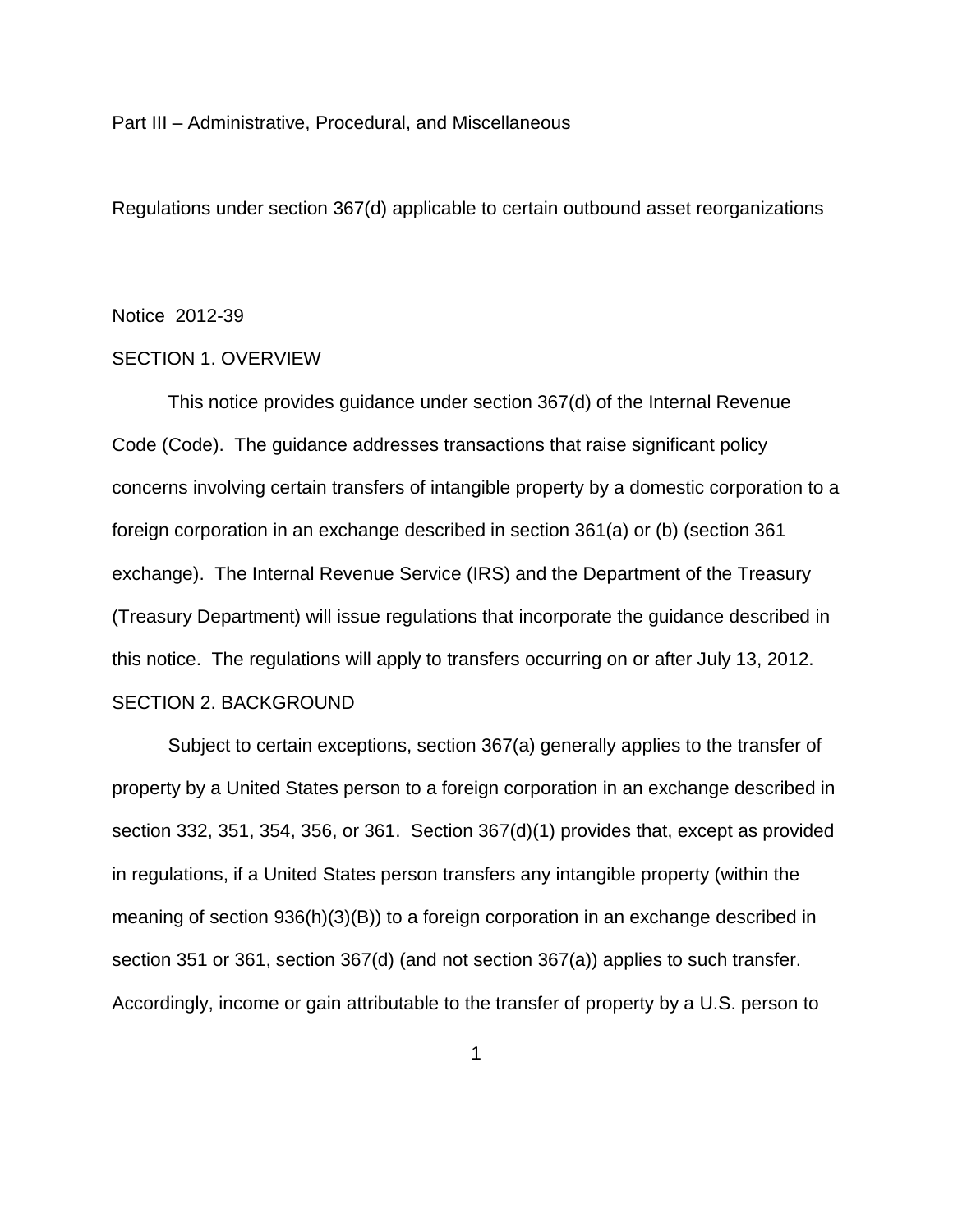Part III – Administrative, Procedural, and Miscellaneous

Regulations under section 367(d) applicable to certain outbound asset reorganizations

Notice 2012-39

SECTION 1. OVERVIEW

This notice provides guidance under section 367(d) of the Internal Revenue Code (Code). The guidance addresses transactions that raise significant policy concerns involving certain transfers of intangible property by a domestic corporation to a foreign corporation in an exchange described in section 361(a) or (b) (section 361 exchange). The Internal Revenue Service (IRS) and the Department of the Treasury (Treasury Department) will issue regulations that incorporate the guidance described in this notice. The regulations will apply to transfers occurring on or after July 13, 2012.

SECTION 2. BACKGROUND

Subject to certain exceptions, section 367(a) generally applies to the transfer of property by a United States person to a foreign corporation in an exchange described in section 332, 351, 354, 356, or 361. Section 367(d)(1) provides that, except as provided in regulations, if a United States person transfers any intangible property (within the meaning of section 936(h)(3)(B)) to a foreign corporation in an exchange described in section 351 or 361, section 367(d) (and not section 367(a)) applies to such transfer. Accordingly, income or gain attributable to the transfer of property by a U.S. person to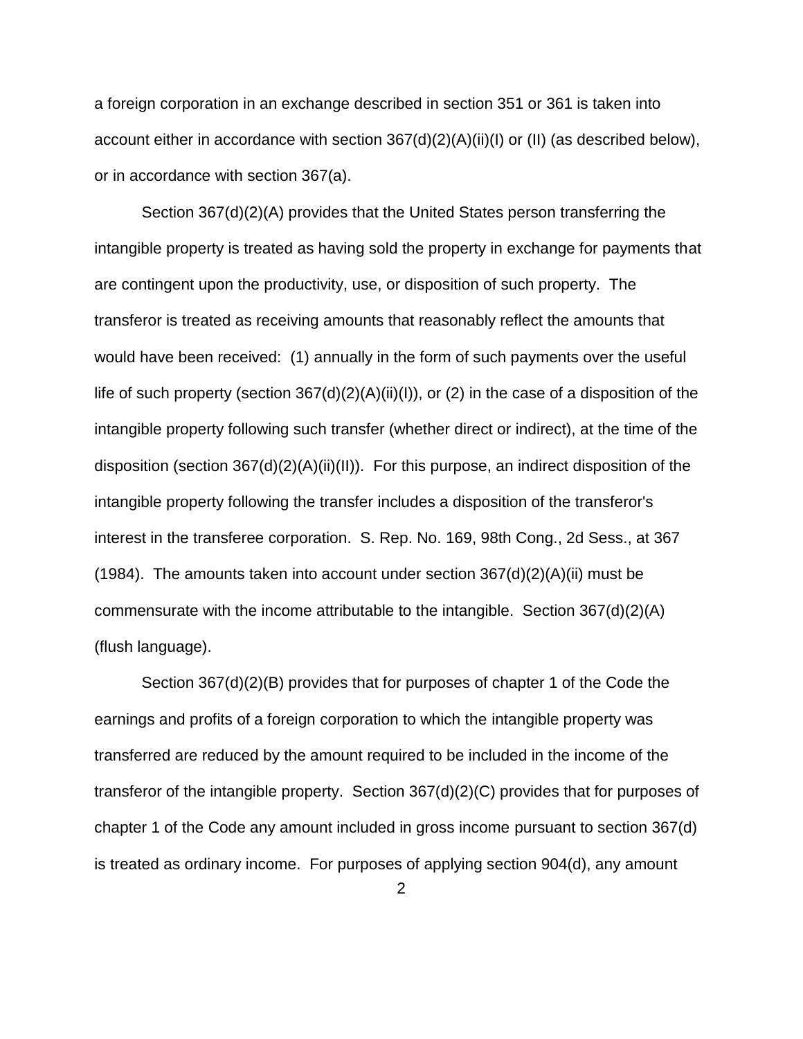a foreign corporation in an exchange described in section 351 or 361 is taken into account either in accordance with section 367(d)(2)(A)(ii)(I) or (II) (as described below), or in accordance with section 367(a).

Section 367(d)(2)(A) provides that the United States person transferring the intangible property is treated as having sold the property in exchange for payments that are contingent upon the productivity, use, or disposition of such property. The transferor is treated as receiving amounts that reasonably reflect the amounts that would have been received: (1) annually in the form of such payments over the useful life of such property (section 367(d)(2)(A)(ii)(I)), or (2) in the case of a disposition of the intangible property following such transfer (whether direct or indirect), at the time of the disposition (section 367(d)(2)(A)(ii)(II)). For this purpose, an indirect disposition of the intangible property following the transfer includes a disposition of the transferor's interest in the transferee corporation. S. Rep. No. 169, 98th Cong., 2d Sess., at 367 (1984). The amounts taken into account under section 367(d)(2)(A)(ii) must be commensurate with the income attributable to the intangible. Section 367(d)(2)(A) (flush language).

Section 367(d)(2)(B) provides that for purposes of chapter 1 of the Code the earnings and profits of a foreign corporation to which the intangible property was transferred are reduced by the amount required to be included in the income of the transferor of the intangible property. Section 367(d)(2)(C) provides that for purposes of chapter 1 of the Code any amount included in gross income pursuant to section 367(d) is treated as ordinary income. For purposes of applying section 904(d), any amount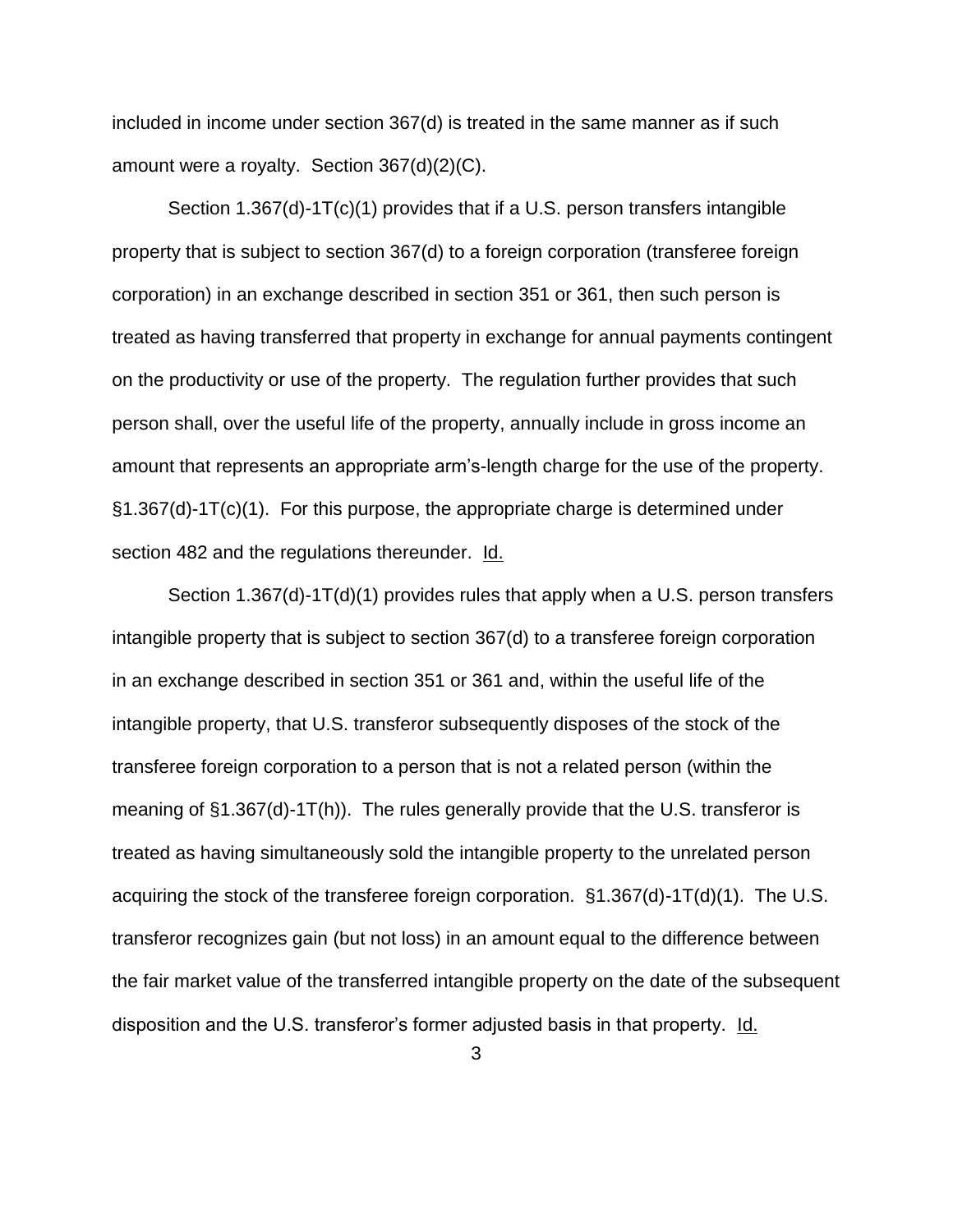included in income under section 367(d) is treated in the same manner as if such amount were a royalty. Section 367(d)(2)(C).

Section 1.367(d)-1T(c)(1) provides that if a U.S. person transfers intangible property that is subject to section 367(d) to a foreign corporation (transferee foreign corporation) in an exchange described in section 351 or 361, then such person is treated as having transferred that property in exchange for annual payments contingent on the productivity or use of the property. The regulation further provides that such person shall, over the useful life of the property, annually include in gross income an amount that represents an appropriate arm's-length charge for the use of the property. §1.367(d)-1T(c)(1). For this purpose, the appropriate charge is determined under section 482 and the regulations thereunder. Id.

Section 1.367(d)-1T(d)(1) provides rules that apply when a U.S. person transfers intangible property that is subject to section 367(d) to a transferee foreign corporation in an exchange described in section 351 or 361 and, within the useful life of the intangible property, that U.S. transferor subsequently disposes of the stock of the transferee foreign corporation to a person that is not a related person (within the meaning of §1.367(d)-1T(h)). The rules generally provide that the U.S. transferor is treated as having simultaneously sold the intangible property to the unrelated person acquiring the stock of the transferee foreign corporation. §1.367(d)-1T(d)(1). The U.S. transferor recognizes gain (but not loss) in an amount equal to the difference between the fair market value of the transferred intangible property on the date of the subsequent disposition and the U.S. transferor's former adjusted basis in that property. Id.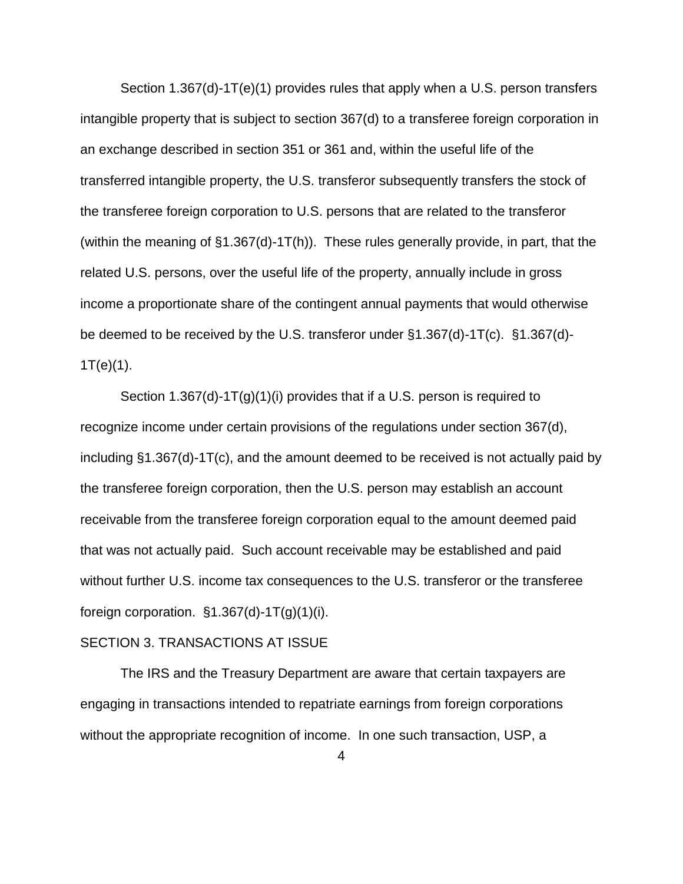Section 1.367(d)-1T(e)(1) provides rules that apply when a U.S. person transfers intangible property that is subject to section 367(d) to a transferee foreign corporation in an exchange described in section 351 or 361 and, within the useful life of the transferred intangible property, the U.S. transferor subsequently transfers the stock of the transferee foreign corporation to U.S. persons that are related to the transferor (within the meaning of §1.367(d)-1T(h)). These rules generally provide, in part, that the related U.S. persons, over the useful life of the property, annually include in gross income a proportionate share of the contingent annual payments that would otherwise be deemed to be received by the U.S. transferor under §1.367(d)-1T(c). §1.367(d)-1T(e)(1).

Section 1.367(d)-1T(g)(1)(i) provides that if a U.S. person is required to recognize income under certain provisions of the regulations under section 367(d), including §1.367(d)-1T(c), and the amount deemed to be received is not actually paid by the transferee foreign corporation, then the U.S. person may establish an account receivable from the transferee foreign corporation equal to the amount deemed paid that was not actually paid. Such account receivable may be established and paid without further U.S. income tax consequences to the U.S. transferor or the transferee foreign corporation. §1.367(d)-1T(g)(1)(i).

SECTION 3. TRANSACTIONS AT ISSUE

The IRS and the Treasury Department are aware that certain taxpayers are engaging in transactions intended to repatriate earnings from foreign corporations without the appropriate recognition of income. In one such transaction, USP, a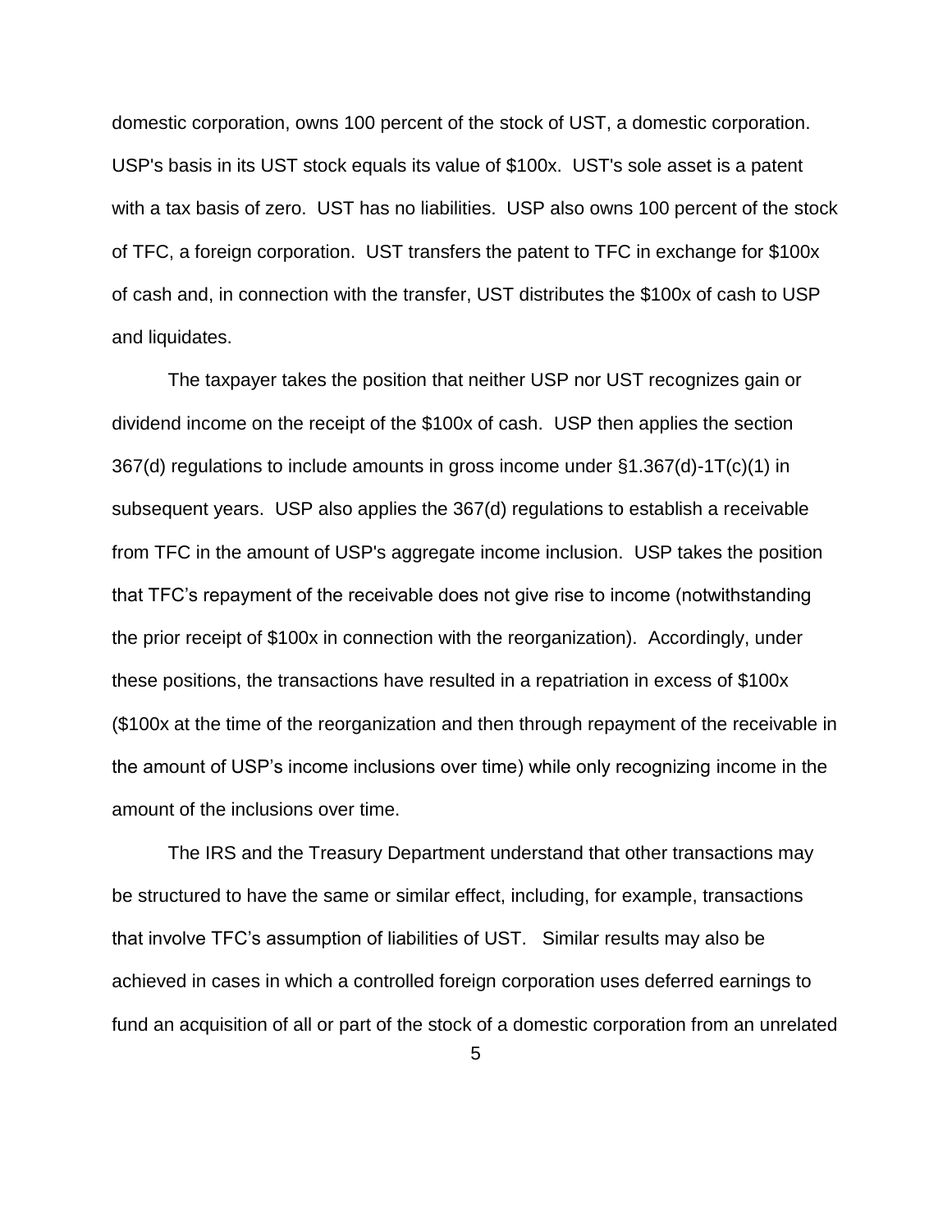domestic corporation, owns 100 percent of the stock of UST, a domestic corporation. USP's basis in its UST stock equals its value of $100x. UST's sole asset is a patent with a tax basis of zero. UST has no liabilities. USP also owns 100 percent of the stock of TFC, a foreign corporation. UST transfers the patent to TFC in exchange for $100x of cash and, in connection with the transfer, UST distributes the $100x of cash to USP and liquidates.

The taxpayer takes the position that neither USP nor UST recognizes gain or dividend income on the receipt of the $100x of cash. USP then applies the section 367(d) regulations to include amounts in gross income under §1.367(d)-1T(c)(1) in subsequent years. USP also applies the 367(d) regulations to establish a receivable from TFC in the amount of USP's aggregate income inclusion. USP takes the position that TFC's repayment of the receivable does not give rise to income (notwithstanding the prior receipt of $100x in connection with the reorganization). Accordingly, under these positions, the transactions have resulted in a repatriation in excess of $100x ($100x at the time of the reorganization and then through repayment of the receivable in the amount of USP's income inclusions over time) while only recognizing income in the amount of the inclusions over time.

The IRS and the Treasury Department understand that other transactions may be structured to have the same or similar effect, including, for example, transactions that involve TFC's assumption of liabilities of UST. Similar results may also be achieved in cases in which a controlled foreign corporation uses deferred earnings to fund an acquisition of all or part of the stock of a domestic corporation from an unrelated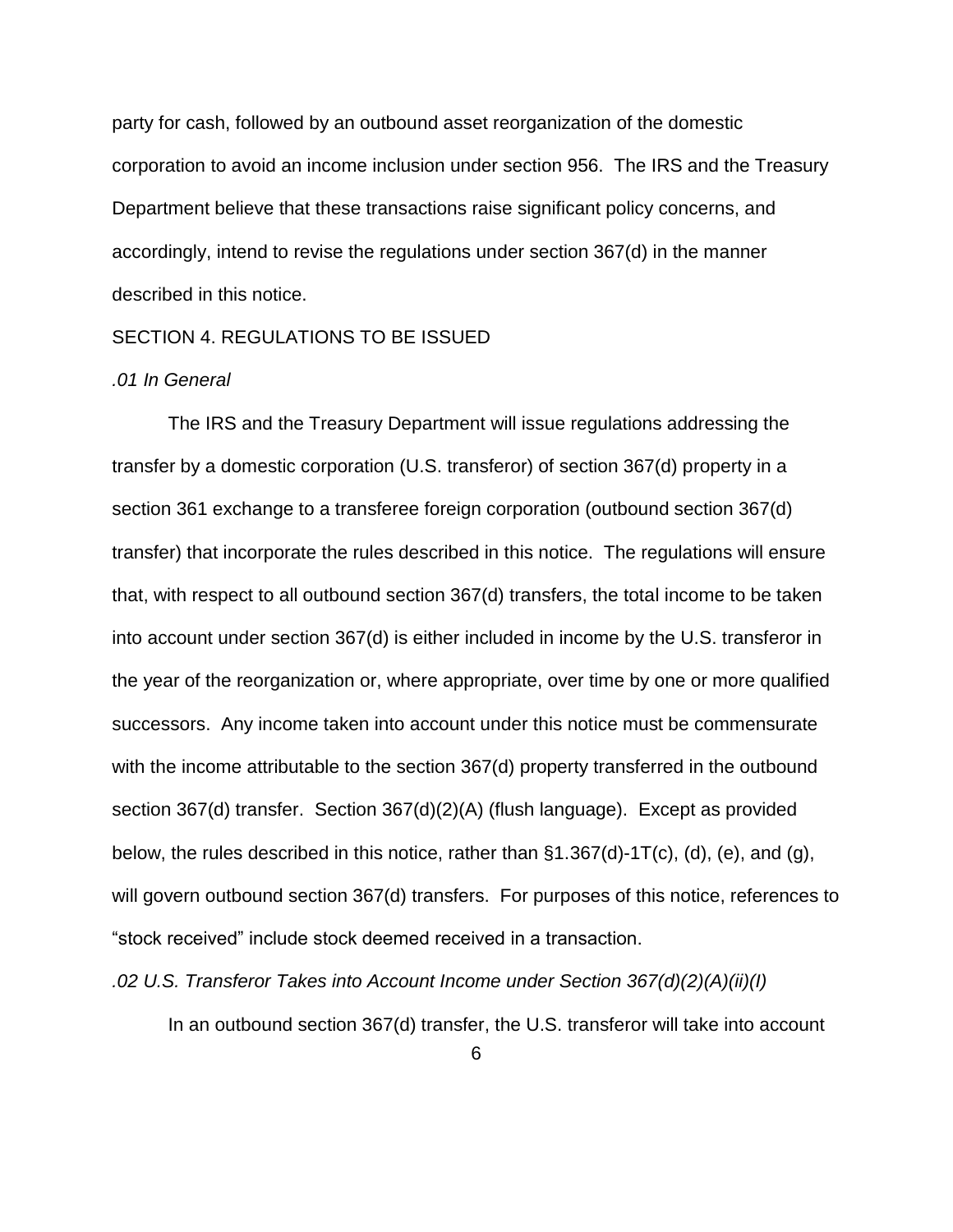party for cash, followed by an outbound asset reorganization of the domestic corporation to avoid an income inclusion under section 956. The IRS and the Treasury Department believe that these transactions raise significant policy concerns, and accordingly, intend to revise the regulations under section 367(d) in the manner described in this notice.

## SECTION 4. REGULATIONS TO BE ISSUED

*.01 In General*

The IRS and the Treasury Department will issue regulations addressing the transfer by a domestic corporation (U.S. transferor) of section 367(d) property in a section 361 exchange to a transferee foreign corporation (outbound section 367(d) transfer) that incorporate the rules described in this notice. The regulations will ensure that, with respect to all outbound section 367(d) transfers, the total income to be taken into account under section 367(d) is either included in income by the U.S. transferor in the year of the reorganization or, where appropriate, over time by one or more qualified successors. Any income taken into account under this notice must be commensurate with the income attributable to the section 367(d) property transferred in the outbound section 367(d) transfer. Section 367(d)(2)(A) (flush language). Except as provided below, the rules described in this notice, rather than §1.367(d)-1T(c), (d), (e), and (g), will govern outbound section 367(d) transfers. For purposes of this notice, references to "stock received" include stock deemed received in a transaction.

*.02 U.S. Transferor Takes into Account Income under Section 367(d)(2)(A)(ii)(I)*

In an outbound section 367(d) transfer, the U.S. transferor will take into account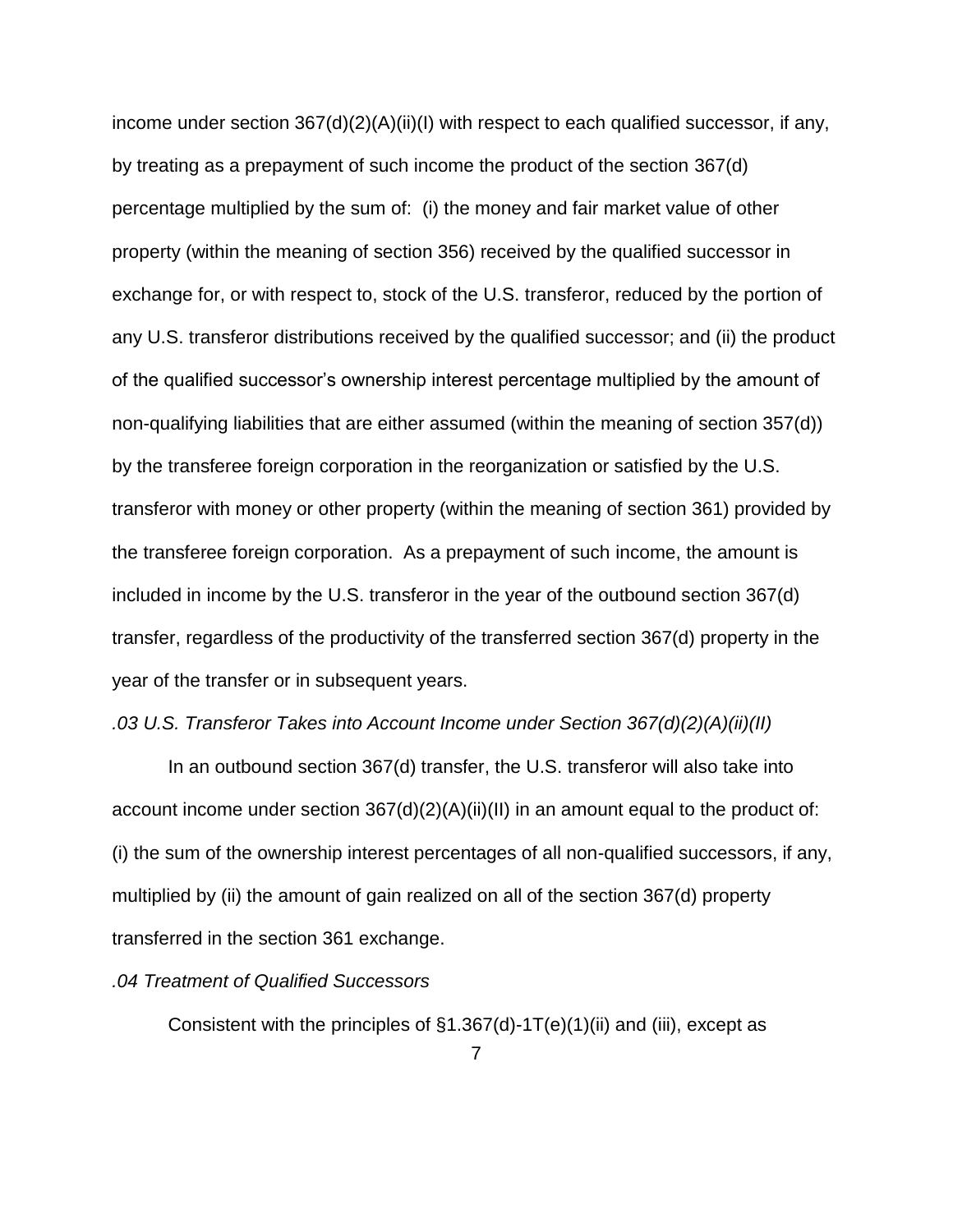income under section 367(d)(2)(A)(ii)(I) with respect to each qualified successor, if any, by treating as a prepayment of such income the product of the section 367(d) percentage multiplied by the sum of: (i) the money and fair market value of other property (within the meaning of section 356) received by the qualified successor in exchange for, or with respect to, stock of the U.S. transferor, reduced by the portion of any U.S. transferor distributions received by the qualified successor; and (ii) the product of the qualified successor's ownership interest percentage multiplied by the amount of non-qualifying liabilities that are either assumed (within the meaning of section 357(d)) by the transferee foreign corporation in the reorganization or satisfied by the U.S. transferor with money or other property (within the meaning of section 361) provided by the transferee foreign corporation. As a prepayment of such income, the amount is included in income by the U.S. transferor in the year of the outbound section 367(d) transfer, regardless of the productivity of the transferred section 367(d) property in the year of the transfer or in subsequent years.

*.03 U.S. Transferor Takes into Account Income under Section 367(d)(2)(A)(ii)(II)*

In an outbound section 367(d) transfer, the U.S. transferor will also take into account income under section 367(d)(2)(A)(ii)(II) in an amount equal to the product of: (i) the sum of the ownership interest percentages of all non-qualified successors, if any, multiplied by (ii) the amount of gain realized on all of the section 367(d) property transferred in the section 361 exchange.

*.04 Treatment of Qualified Successors*

Consistent with the principles of §1.367(d)-1T(e)(1)(ii) and (iii), except as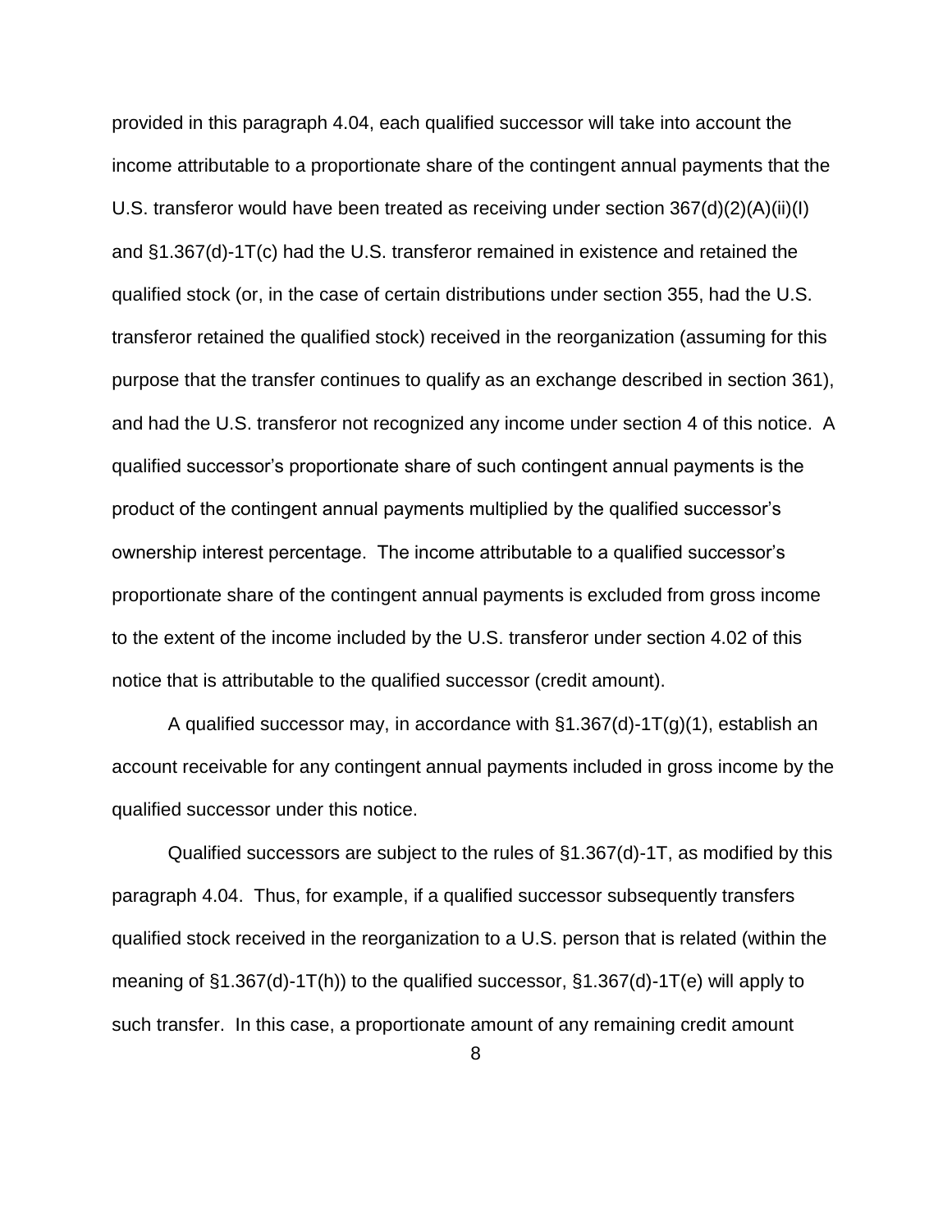provided in this paragraph 4.04, each qualified successor will take into account the income attributable to a proportionate share of the contingent annual payments that the U.S. transferor would have been treated as receiving under section 367(d)(2)(A)(ii)(I) and §1.367(d)-1T(c) had the U.S. transferor remained in existence and retained the qualified stock (or, in the case of certain distributions under section 355, had the U.S. transferor retained the qualified stock) received in the reorganization (assuming for this purpose that the transfer continues to qualify as an exchange described in section 361), and had the U.S. transferor not recognized any income under section 4 of this notice. A qualified successor's proportionate share of such contingent annual payments is the product of the contingent annual payments multiplied by the qualified successor's ownership interest percentage. The income attributable to a qualified successor's proportionate share of the contingent annual payments is excluded from gross income to the extent of the income included by the U.S. transferor under section 4.02 of this notice that is attributable to the qualified successor (credit amount).

A qualified successor may, in accordance with §1.367(d)-1T(g)(1), establish an account receivable for any contingent annual payments included in gross income by the qualified successor under this notice.

Qualified successors are subject to the rules of §1.367(d)-1T, as modified by this paragraph 4.04. Thus, for example, if a qualified successor subsequently transfers qualified stock received in the reorganization to a U.S. person that is related (within the meaning of §1.367(d)-1T(h)) to the qualified successor, §1.367(d)-1T(e) will apply to such transfer. In this case, a proportionate amount of any remaining credit amount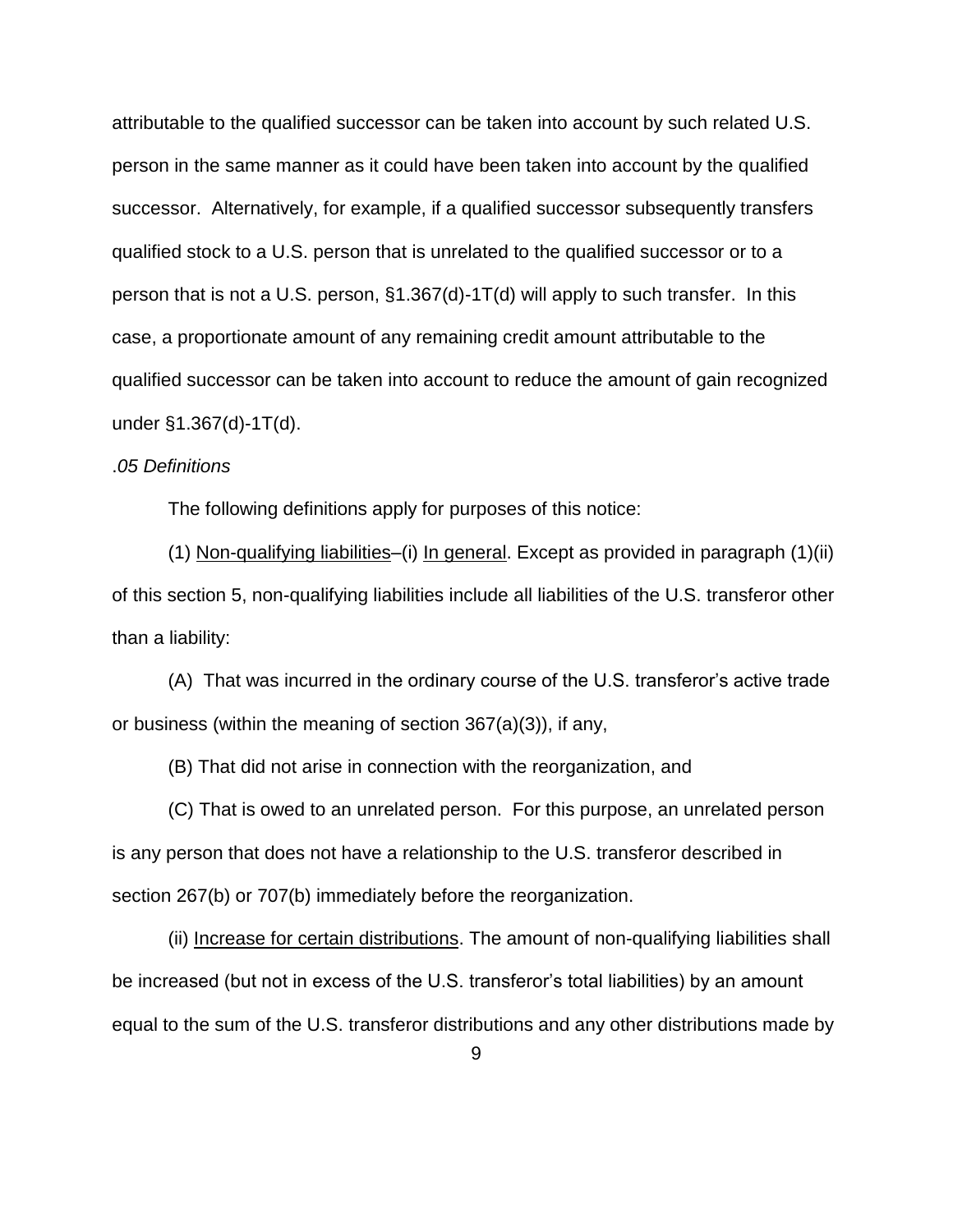attributable to the qualified successor can be taken into account by such related U.S. person in the same manner as it could have been taken into account by the qualified successor. Alternatively, for example, if a qualified successor subsequently transfers qualified stock to a U.S. person that is unrelated to the qualified successor or to a person that is not a U.S. person, §1.367(d)-1T(d) will apply to such transfer. In this case, a proportionate amount of any remaining credit amount attributable to the qualified successor can be taken into account to reduce the amount of gain recognized under §1.367(d)-1T(d).

*.05 Definitions*

The following definitions apply for purposes of this notice:

(1) Non-qualifying liabilities–(i) In general. Except as provided in paragraph (1)(ii) of this section 5, non-qualifying liabilities include all liabilities of the U.S. transferor other than a liability:

(A) That was incurred in the ordinary course of the U.S. transferor's active trade or business (within the meaning of section 367(a)(3)), if any,

(B) That did not arise in connection with the reorganization, and

(C) That is owed to an unrelated person. For this purpose, an unrelated person is any person that does not have a relationship to the U.S. transferor described in section 267(b) or 707(b) immediately before the reorganization.

(ii) Increase for certain distributions. The amount of non-qualifying liabilities shall be increased (but not in excess of the U.S. transferor's total liabilities) by an amount equal to the sum of the U.S. transferor distributions and any other distributions made by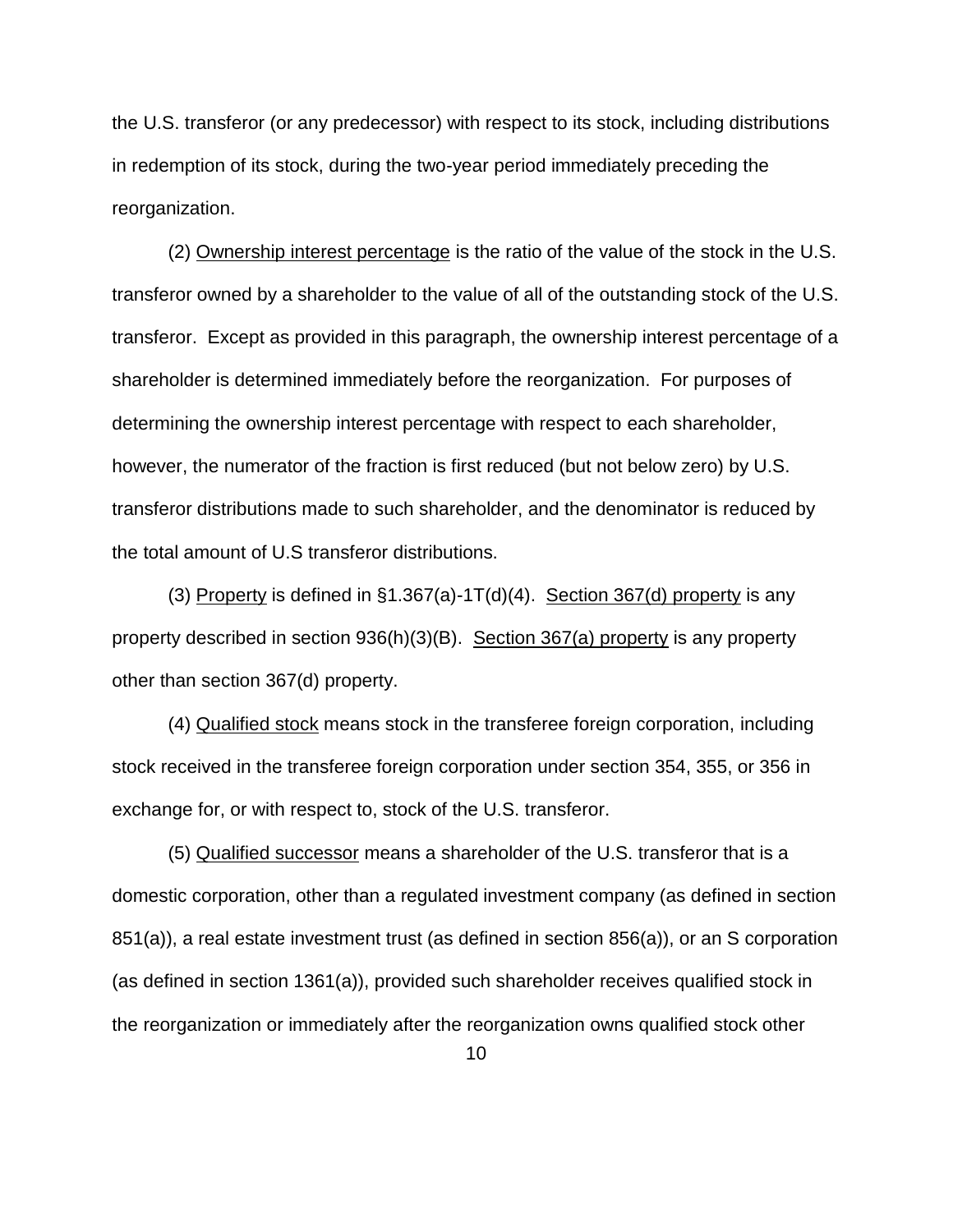the U.S. transferor (or any predecessor) with respect to its stock, including distributions in redemption of its stock, during the two-year period immediately preceding the reorganization.

(2) Ownership interest percentage is the ratio of the value of the stock in the U.S. transferor owned by a shareholder to the value of all of the outstanding stock of the U.S. transferor. Except as provided in this paragraph, the ownership interest percentage of a shareholder is determined immediately before the reorganization. For purposes of determining the ownership interest percentage with respect to each shareholder, however, the numerator of the fraction is first reduced (but not below zero) by U.S. transferor distributions made to such shareholder, and the denominator is reduced by the total amount of U.S transferor distributions.

(3) Property is defined in §1.367(a)-1T(d)(4). Section 367(d) property is any property described in section 936(h)(3)(B). Section 367(a) property is any property other than section 367(d) property.

(4) Qualified stock means stock in the transferee foreign corporation, including stock received in the transferee foreign corporation under section 354, 355, or 356 in exchange for, or with respect to, stock of the U.S. transferor.

(5) Qualified successor means a shareholder of the U.S. transferor that is a domestic corporation, other than a regulated investment company (as defined in section 851(a)), a real estate investment trust (as defined in section 856(a)), or an S corporation (as defined in section 1361(a)), provided such shareholder receives qualified stock in the reorganization or immediately after the reorganization owns qualified stock other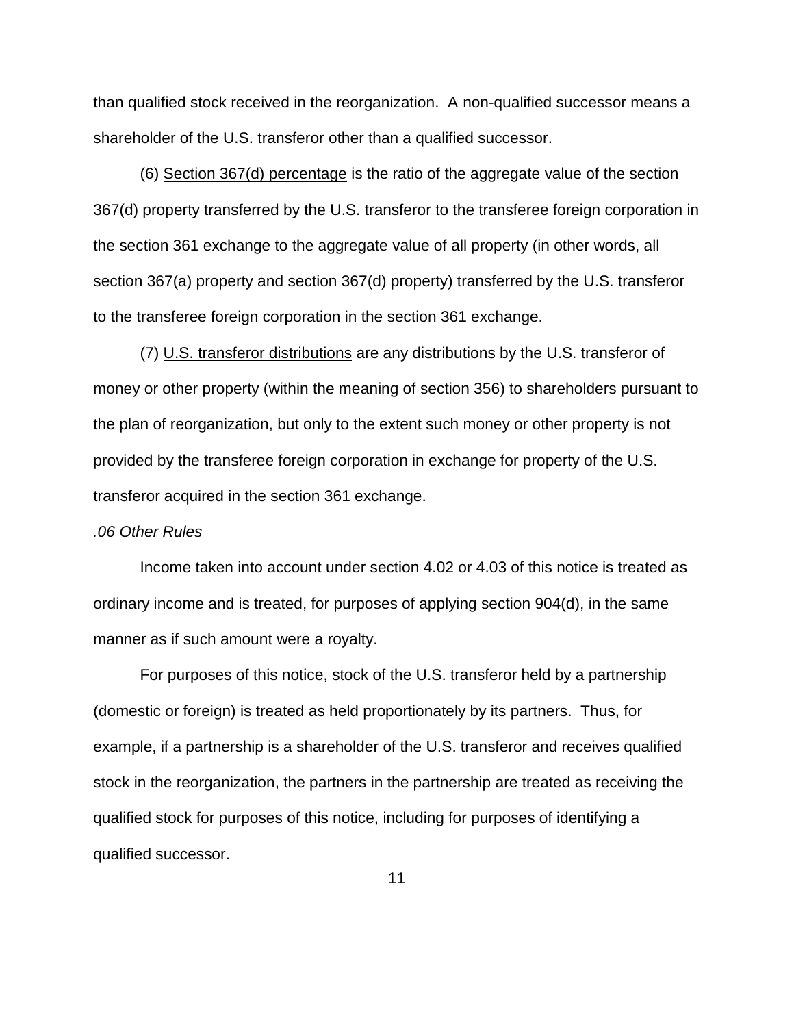than qualified stock received in the reorganization. A non-qualified successor means a shareholder of the U.S. transferor other than a qualified successor.

(6) Section 367(d) percentage is the ratio of the aggregate value of the section 367(d) property transferred by the U.S. transferor to the transferee foreign corporation in the section 361 exchange to the aggregate value of all property (in other words, all section 367(a) property and section 367(d) property) transferred by the U.S. transferor to the transferee foreign corporation in the section 361 exchange.

(7) U.S. transferor distributions are any distributions by the U.S. transferor of money or other property (within the meaning of section 356) to shareholders pursuant to the plan of reorganization, but only to the extent such money or other property is not provided by the transferee foreign corporation in exchange for property of the U.S. transferor acquired in the section 361 exchange.

*.06 Other Rules*

Income taken into account under section 4.02 or 4.03 of this notice is treated as ordinary income and is treated, for purposes of applying section 904(d), in the same manner as if such amount were a royalty.

For purposes of this notice, stock of the U.S. transferor held by a partnership (domestic or foreign) is treated as held proportionately by its partners. Thus, for example, if a partnership is a shareholder of the U.S. transferor and receives qualified stock in the reorganization, the partners in the partnership are treated as receiving the qualified stock for purposes of this notice, including for purposes of identifying a qualified successor.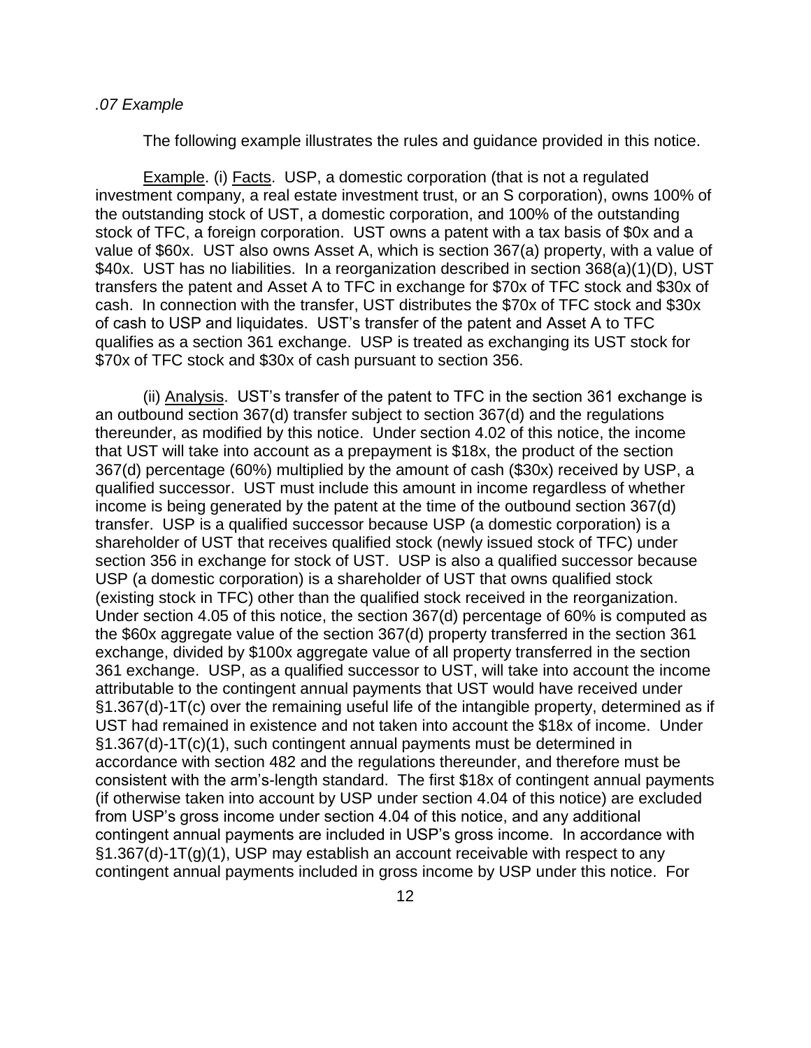*.07 Example*

The following example illustrates the rules and guidance provided in this notice.

<u>Example</u>. (i) <u>Facts</u>. USP, a domestic corporation (that is not a regulated investment company, a real estate investment trust, or an S corporation), owns 100% of the outstanding stock of UST, a domestic corporation, and 100% of the outstanding stock of TFC, a foreign corporation. UST owns a patent with a tax basis of $0x and a value of $60x. UST also owns Asset A, which is section 367(a) property, with a value of $40x. UST has no liabilities. In a reorganization described in section 368(a)(1)(D), UST transfers the patent and Asset A to TFC in exchange for $70x of TFC stock and $30x of cash. In connection with the transfer, UST distributes the $70x of TFC stock and $30x of cash to USP and liquidates. UST's transfer of the patent and Asset A to TFC qualifies as a section 361 exchange. USP is treated as exchanging its UST stock for $70x of TFC stock and $30x of cash pursuant to section 356.

(ii) <u>Analysis</u>. UST's transfer of the patent to TFC in the section 361 exchange is an outbound section 367(d) transfer subject to section 367(d) and the regulations thereunder, as modified by this notice. Under section 4.02 of this notice, the income that UST will take into account as a prepayment is $18x, the product of the section 367(d) percentage (60%) multiplied by the amount of cash ($30x) received by USP, a qualified successor. UST must include this amount in income regardless of whether income is being generated by the patent at the time of the outbound section 367(d) transfer. USP is a qualified successor because USP (a domestic corporation) is a shareholder of UST that receives qualified stock (newly issued stock of TFC) under section 356 in exchange for stock of UST. USP is also a qualified successor because USP (a domestic corporation) is a shareholder of UST that owns qualified stock (existing stock in TFC) other than the qualified stock received in the reorganization. Under section 4.05 of this notice, the section 367(d) percentage of 60% is computed as the $60x aggregate value of the section 367(d) property transferred in the section 361 exchange, divided by $100x aggregate value of all property transferred in the section 361 exchange. USP, as a qualified successor to UST, will take into account the income attributable to the contingent annual payments that UST would have received under §1.367(d)-1T(c) over the remaining useful life of the intangible property, determined as if UST had remained in existence and not taken into account the $18x of income. Under §1.367(d)-1T(c)(1), such contingent annual payments must be determined in accordance with section 482 and the regulations thereunder, and therefore must be consistent with the arm's-length standard. The first $18x of contingent annual payments (if otherwise taken into account by USP under section 4.04 of this notice) are excluded from USP's gross income under section 4.04 of this notice, and any additional contingent annual payments are included in USP's gross income. In accordance with §1.367(d)-1T(g)(1), USP may establish an account receivable with respect to any contingent annual payments included in gross income by USP under this notice. For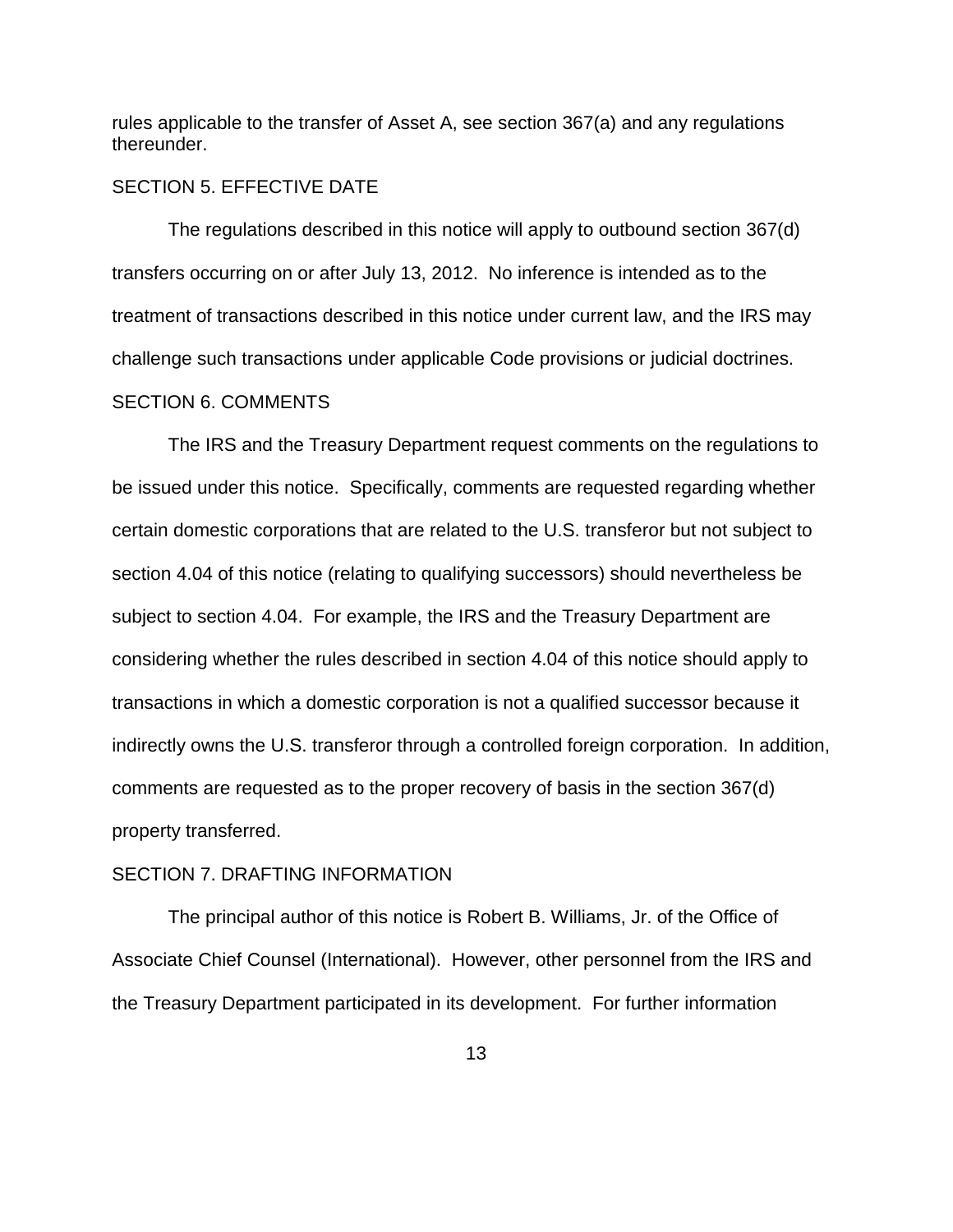rules applicable to the transfer of Asset A, see section 367(a) and any regulations thereunder.

## SECTION 5. EFFECTIVE DATE

The regulations described in this notice will apply to outbound section 367(d) transfers occurring on or after July 13, 2012. No inference is intended as to the treatment of transactions described in this notice under current law, and the IRS may challenge such transactions under applicable Code provisions or judicial doctrines.

## SECTION 6. COMMENTS

The IRS and the Treasury Department request comments on the regulations to be issued under this notice. Specifically, comments are requested regarding whether certain domestic corporations that are related to the U.S. transferor but not subject to section 4.04 of this notice (relating to qualifying successors) should nevertheless be subject to section 4.04. For example, the IRS and the Treasury Department are considering whether the rules described in section 4.04 of this notice should apply to transactions in which a domestic corporation is not a qualified successor because it indirectly owns the U.S. transferor through a controlled foreign corporation. In addition, comments are requested as to the proper recovery of basis in the section 367(d) property transferred.

## SECTION 7. DRAFTING INFORMATION

The principal author of this notice is Robert B. Williams, Jr. of the Office of Associate Chief Counsel (International). However, other personnel from the IRS and the Treasury Department participated in its development. For further information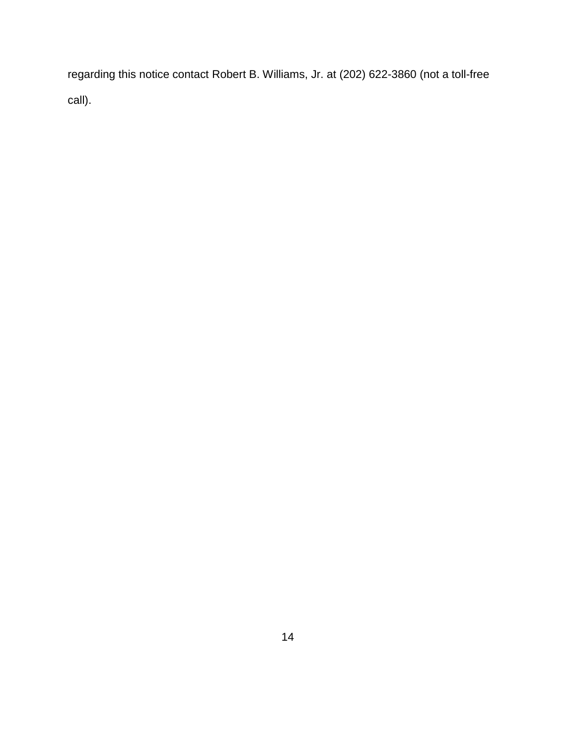regarding this notice contact Robert B. Williams, Jr. at (202) 622-3860 (not a toll-free call).